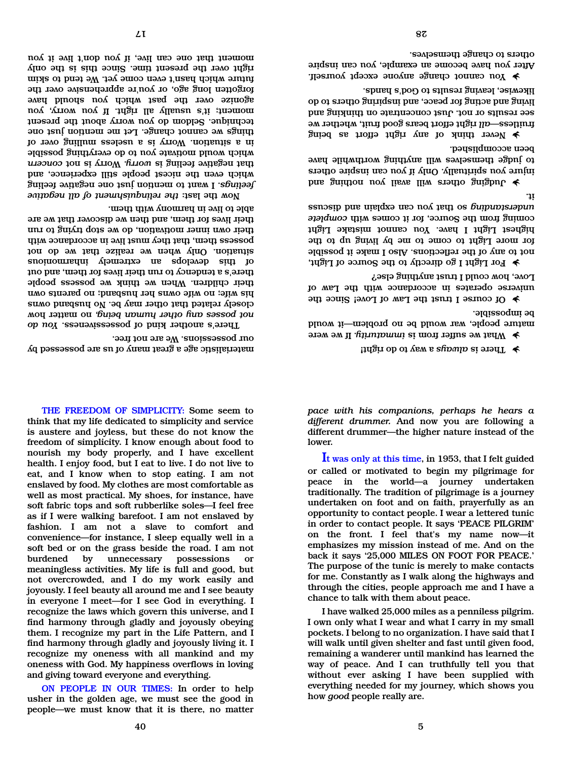materialistic age a great many of us are possessed by our possessions. We are not free.

There's another kind of possessiveness. *You do not possess any other human being*, no matter how closely related that other may be. No husband owns his wife; no wife owns her husband; no parents own their children. When we think we possess people there's a tendency to run their lives for them, and out of this develops an extremely inharmonious situation. Only when we realize that we do not possess them, that they must live in accordance with their own inner motivation, do we stop trying to run their lives for them, and then we discover that we are able to live in harmony with them.

Now the last: *the relinquishment of all negative feelings*. I want to mention just one negative feeling which even the nicest people still experience, and that negative feeling is *worry*. Worry is not *concern* which would motivate you to do everything possible in a situation. Worry is a useless mulling over of things we cannot change. Let me mention just one technique. Seldom do you worry about the present moment; it's usually all right. If you worry, you agonize over the past which you should have forgotten long ago, or you're apprehensive over the future which hasn't even come yet. We tend to skim right over the present time. Since this is the only moment that one can live, if you don't live it you

- There is *always* a way to do right!
- What we suffer from is *immaturity*. If we were mature people, war would be no problem—it would be impossible.
- Of course I trust the Law of Love! Since the universe operates in accordance with the Law of Love, how could I trust anything else?
- For Light I go directly to the Source of Light, not to any of the reflections. Also I make it possible for more Light to come to me by living up to the highest Light I have. You cannot mistake Light coming from the Source, for it comes with *complete understanding* so that you can explain and discuss it.
- Judging others will avail you nothing and injure you spiritually. Only if you can inspire others to judge themselves will anything worthwhile have been accomplished.
- Never think of any right effort as being fruitless—*all* right effort bears good fruit, whether we see results or not. Just concentrate on thinking and living and acting for peace, and inspiring others to do likewise, leaving results to God's hands.
- You cannot change anyone except yourself. After you have become an example, you can inspire others to change themselves.

**THE FREEDOM OF SIMPLICITY:** Some seem to think that my life dedicated to simplicity and service is austere and joyless, but these do not know the freedom of simplicity. I know enough about food to nourish my body properly, and I have excellent health. I enjoy food, but I eat to live. I do not live to eat, and I know when to stop eating. I am not enslaved by food. My clothes are most comfortable as well as most practical. My shoes, for instance, have soft fabric tops and soft rubberlike soles—I feel free as if I were walking barefoot. I am not enslaved by fashion. I am not a slave to comfort and convenience—for instance, I sleep equally well in a soft bed or on the grass beside the road. I am not burdened by unnecessary possessions or meaningless activities. My life is full and good, but not overcrowded, and I do my work easily and joyously. I feel beauty all around me and I see beauty in everyone I meet—for I see God in everything. I recognize the laws which govern this universe, and I find harmony through gladly and joyously obeying them. I recognize my part in the Life Pattern, and I find harmony through gladly and joyously living it. I recognize my oneness with all mankind and my oneness with God. My happiness overflows in loving and giving toward everyone and everything.

**ON PEOPLE IN OUR TIMES:** In order to help usher in the golden age, we must see the good in people—we must know that it is there, no matter

*pace with his companions, perhaps he hears a different drummer.* And now you are following a different drummer—the higher nature instead of the lower.

It was only at this time, in 1953, that I felt guided or called or motivated to begin my pilgrimage for peace in the world—a journey undertaken traditionally. The tradition of pilgrimage is a journey undertaken on foot and on faith, prayerfully as an opportunity to contact people. I wear a lettered tunic in order to contact people. It says 'PEACE PILGRIM' on the front. I feel that's my name now—it emphasizes my mission instead of me. And on the back it says '25,000 MILES ON FOOT FOR PEACE.' The purpose of the tunic is merely to make contacts for me. Constantly as I walk along the highways and through the cities, people approach me and I have a chance to talk with them about peace.

I have walked 25,000 miles as a penniless pilgrim. I own only what I wear and what I carry in my small pockets. I belong to no organization. I have said that I will walk until given shelter and fast until given food, remaining a wanderer until mankind has learned the way of peace. And I can truthfully tell you that without ever asking I have been supplied with everything needed for my journey, which shows you how *good* people really are.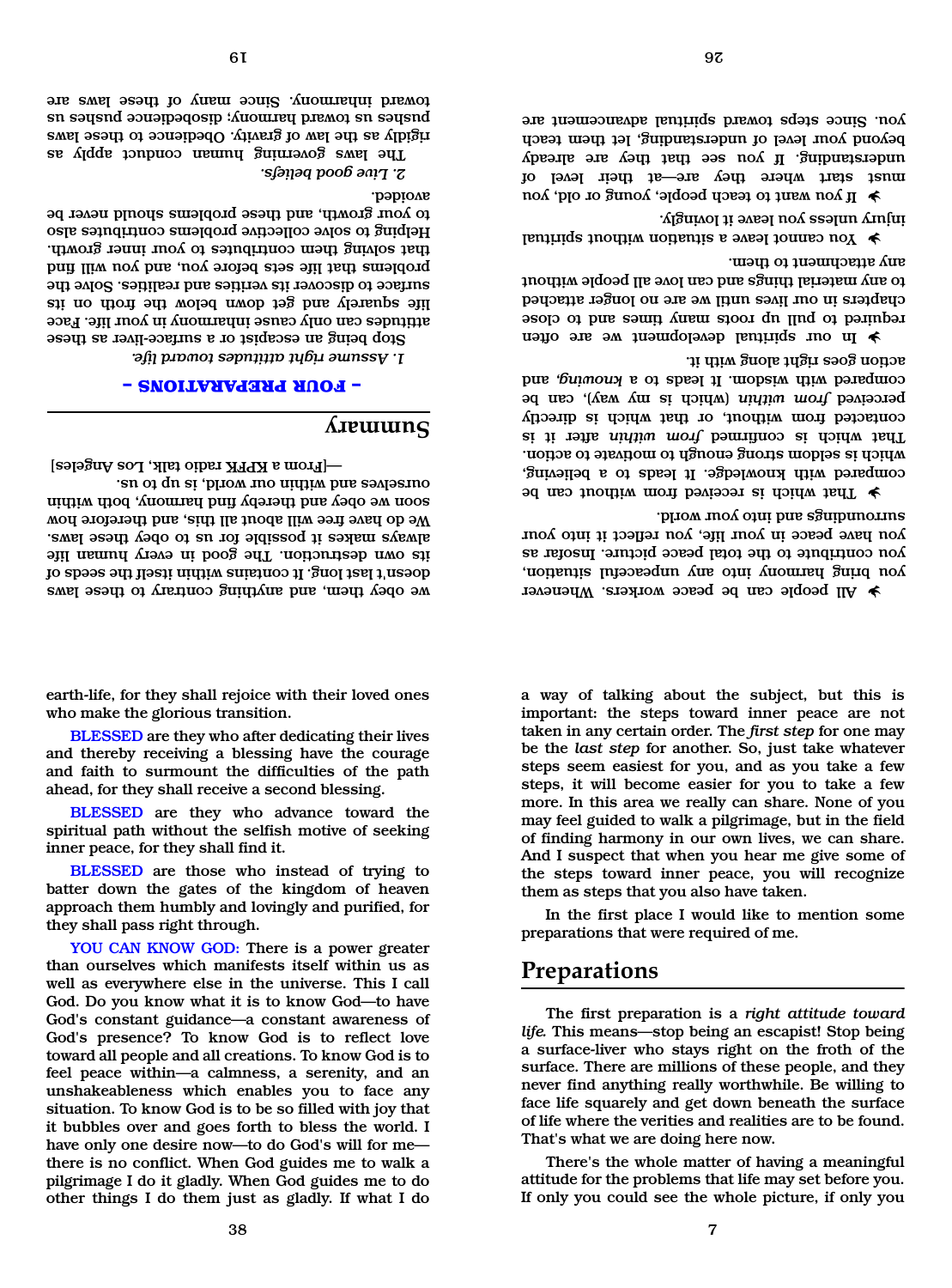we obey them, and anything contrary to these laws doesn't last long. It contains within itself the seeds of its own destruction. The good in every human life always makes it possible for us to obey these laws. We do have free will about all this, and therefore how soon we obey and thereby find harmony, both within ourselves and within our world, is up to us.

—[From a KPFK radio talk, Los Angeles]

## Summary

### - FOUR PREPARATIONS -

*1. Assume right attitude toward life.*

Stop being an escapist or a surface-liver as these attitudes can only cause inharmony in your life. Face life squarely and get down below the froth on its surface to discover its verities and realities. Solve the problems that life sets before you, and you will find that solving them contributes to your inner growth. Helping to solve collective problems contributes also to your growth, and these problems should never be avoided.

*2. Live good beliefs.*

The laws governing human conduct apply as rigidly as the law of gravity. Obedience to these laws pushes us toward harmony; disobedience pushes us toward inharmony. Since many of these laws are

➜ All people can be peace workers. Whenever you bring harmony into any unpeaceful situation, you contribute to the total peace picture. Insofar as you have peace in your life, you reflect it into your surroundings and into your world.

➜ That which is received from without can be compared with knowledge. It leads to a believing, which is seldom strong enough to motivate to action. That which is confirmed *from within* after it is contacted from without, or that which is directly perceived *from within* (which is my way), can be compared with wisdom. It leads to a *knowing*, and action goes right along with it.

➜ In our spiritual development we are often required to pull up roots many times and to close chapters in our lives until we are no longer attached to any material things and can love all people without any attachment to them.

➜ You cannot leave a situation without spiritual injury unless you leave it lovingly.

➜ If you want to teach people, young or old, you must start where they are—at their level of understanding. If you see that they are already beyond your level of understanding, let them teach you. Since steps toward spiritual advancement are

earth-life, for they shall rejoice with their loved ones who make the glorious transition.

BLESSED are they who after dedicating their lives and thereby receiving a blessing have the courage and faith to surmount the difficulties of the path ahead, for they shall receive a second blessing.

BLESSED are they who advance toward the spiritual path without the selfish motive of seeking inner peace, for they shall find it.

BLESSED are those who instead of trying to batter down the gates of the kingdom of heaven approach them humbly and lovingly and purified, for they shall pass right through.

YOU CAN KNOW GOD: There is a power greater than ourselves which manifests itself within us as well as everywhere else in the universe. This I call God. Do you know what it is to know God—to have God's constant guidance—a constant awareness of God's presence? To know God is to reflect love toward all people and all creations. To know God is to feel peace within—a calmness, a serenity, and an unshakeableness which enables you to face any situation. To know God is to be so filled with joy that it bubbles over and goes forth to bless the world. I have only one desire now—to do God's will for me—there is no conflict. When God guides me to walk a pilgrimage I do it gladly. When God guides me to do other things I do them just as gladly. If what I do

a way of talking about the subject, but this is important: the steps toward inner peace are not taken in any certain order. The *first step* for one may be the *last step* for another. So, just take whatever steps seem easiest for you, and as you take a few steps, it will become easier for you to take a few more. In this area we really can share. None of you may feel guided to walk a pilgrimage, but in the field of finding harmony in our own lives, we can share. And I suspect that when you hear me give some of the steps toward inner peace, you will recognize them as steps that you also have taken.

In the first place I would like to mention some preparations that were required of me.

## Preparations

The first preparation is a *right attitude toward life.* This means—stop being an escapist! Stop being a surface-liver who stays right on the froth of the surface. There are millions of these people, and they never find anything really worthwhile. Be willing to face life squarely and get down beneath the surface of life where the verities and realities are to be found. That's what we are doing here now.

There's the whole matter of having a meaningful attitude for the problems that life may set before you. If only you could see the whole picture, if only you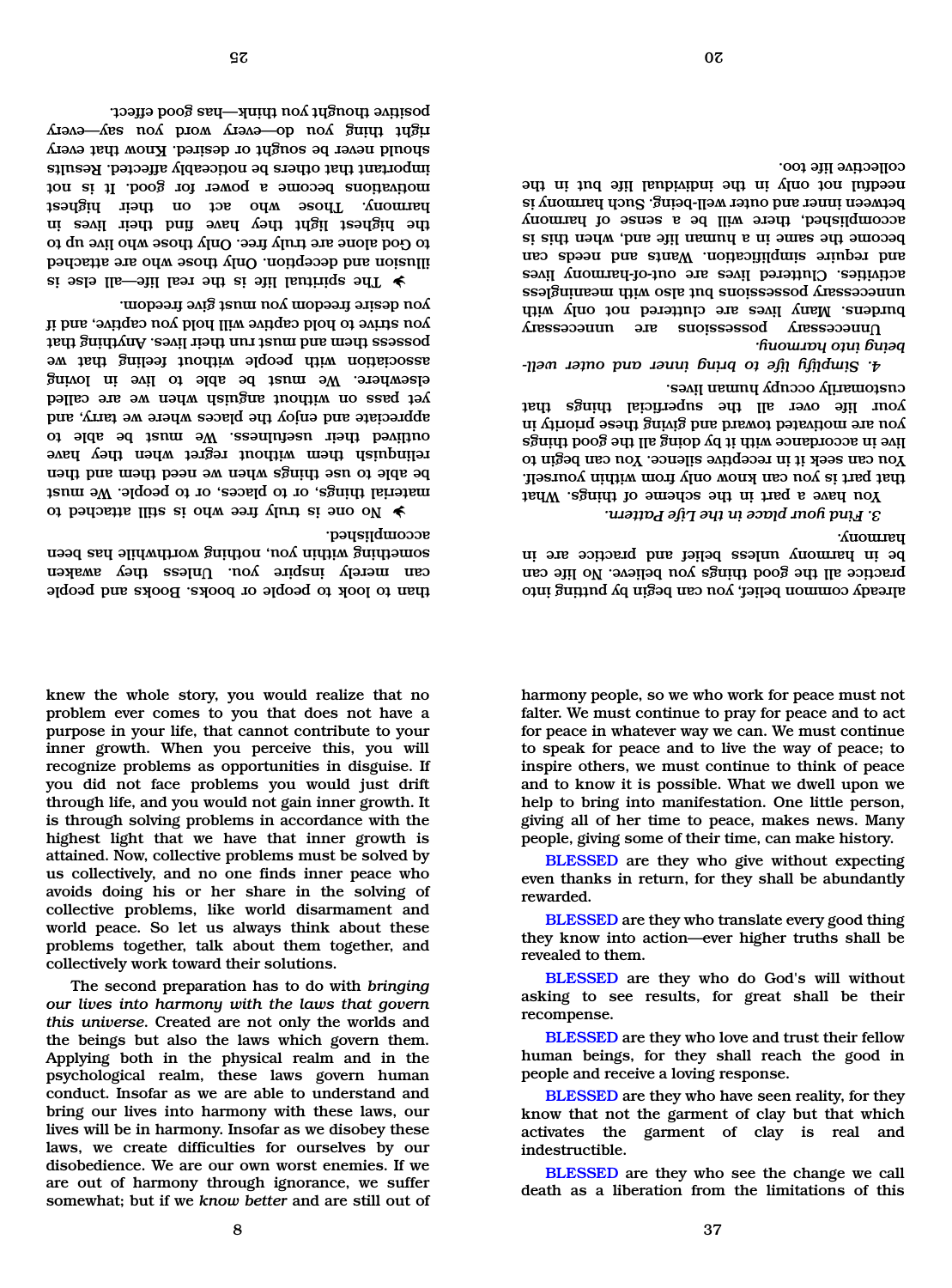already common belief, you can begin by putting into practice all the good things you believe. No life can be in harmony unless belief and practice are in harmony.

*3. Find your place in the Life Pattern.*

You have a part in the scheme of things. What that part is you can know only from within yourself. You can seek it in receptive silence. You can begin to live in accordance with it by doing all the good things you are motivated toward and giving these priority in your life over all the superficial things that customarily occupy human lives.

*4. Simplify life to bring inner and outer well-being into harmony.*

Unnecessary possessions are unnecessary burdens. Many lives are cluttered not only with unnecessary possessions but also with meaningless activities. Cluttered lives are out-of-harmony lives and require simplification. Wants and needs can become the same in a human life and, when this is accomplished, there will be a sense of harmony between inner and outer well-being. Such harmony is needful not only in the individual life but in the collective life too.

than to look to people or books. Books and people can merely inspire you. Unless they awaken something within you, nothing worthwhile has been accomplished.

🕊 No one is truly free who is still attached to material things, or to places, or to people. We must be able to use things when we need them and then be able to relinquish them without regret when they have outlived their usefulness. We must be able to appreciate and enjoy the places where we tarry, and yet pass on without anguish when we are called elsewhere. We must be able to live in loving association with people without feeling that we possess them and must run their lives. Anything that you strive to hold captive will hold you captive, and if you desire freedom you must give freedom.

🕊 The spiritual life is the real life—all else is illusion and deception. Only those who are attached to God alone are truly free. Only those who live up to the highest light they have find their lives in harmony. Those who act on their highest motivations become a power for good. It is not important that others be noticeably affected. Results should never be sought or desired. Know that every right thing you do—every word you say—every positive thought you think—has good effect.

knew the whole story, you would realize that no problem ever comes to you that does not have a purpose in your life, that cannot contribute to your inner growth. When you perceive this, you will recognize problems as opportunities in disguise. If you did not face problems you would just drift through life, and you would not gain inner growth. It is through solving problems in accordance with the highest light that we have that inner growth is attained. Now, collective problems must be solved by us collectively, and no one finds inner peace who avoids doing his or her share in the solving of collective problems, like world disarmament and world peace. So let us always think about these problems together, talk about them together, and collectively work toward their solutions.

The second preparation has to do with *bringing our lives into harmony with the laws that govern this universe.* Created are not only the worlds and the beings but also the laws which govern them. Applying both in the physical realm and in the psychological realm, these laws govern human conduct. Insofar as we are able to understand and bring our lives into harmony with these laws, our lives will be in harmony. Insofar as we disobey these laws, we create difficulties for ourselves by our disobedience. We are our own worst enemies. If we are out of harmony through ignorance, we suffer somewhat; but if we *know better* and are still out of

harmony people, so we who work for peace must not falter. We must continue to pray for peace and to act for peace in whatever way we can. We must continue to speak for peace and to live the way of peace; to inspire others, we must continue to think of peace and to know it is possible. What we dwell upon we help to bring into manifestation. One little person, giving all of her time to peace, makes news. Many people, giving some of their time, can make history.

BLESSED are they who give without expecting even thanks in return, for they shall be abundantly rewarded.

BLESSED are they who translate every good thing they know into action—ever higher truths shall be revealed to them.

BLESSED are they who do God's will without asking to see results, for great shall be their recompense.

BLESSED are they who love and trust their fellow human beings, for they shall reach the good in people and receive a loving response.

BLESSED are they who have seen reality, for they know that not the garment of clay but that which activates the garment of clay is real and indestructible.

BLESSED are they who see the change we call death as a liberation from the limitations of this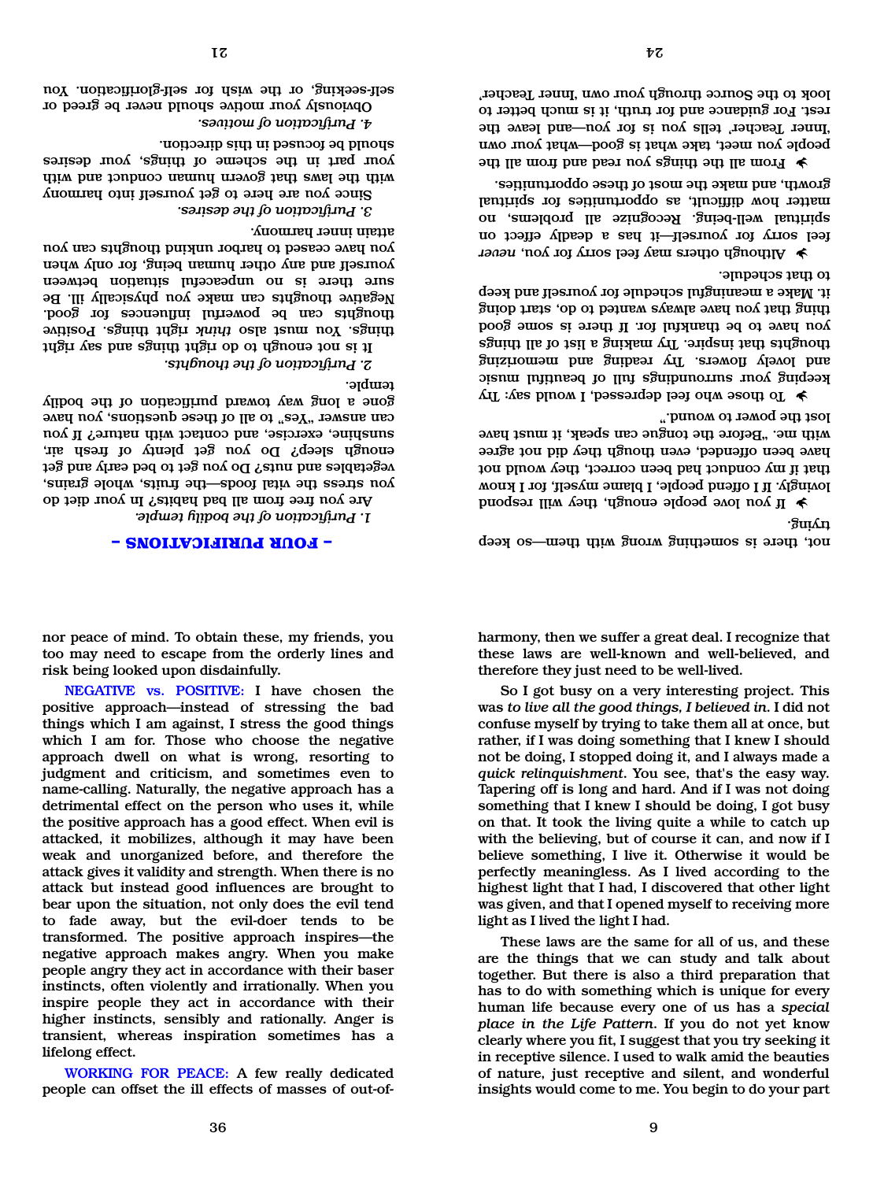## - FOUR PURIFICATIONS -

*1. Purification of the bodily temple.*

Are you free from all bad habits? In your diet do you stress the vital foods—the fruits, whole grains, vegetables and nuts? Do you get to bed early and get enough sleep? Do you get plenty of fresh air, sunshine, exercise, and contact with nature? If you can answer "Yes" to all of these questions, you have gone a long way toward purification of the bodily temple.

*2. Purification of the thoughts.*

It is not enough to do right things and say right things. You must also think right things. Positive thoughts can be powerful influences for good. Negative thoughts can make you physically ill. Be sure there is no unpeaceful situation between yourself and any other human being, for only when you have ceased to harbor unkind thoughts can you attain inner harmony.

*3. Purification of the desires.*

Since you are here to get yourself into harmony with the laws that govern human conduct and with your part in the scheme of things, your desires should be focused in this direction.

*4. Purification of motives.*

Obviously your motive should never be greed or self-seeking, or the wish for self-glorification. You

not, there is something wrong with them—so keep trying.

✦ If you love people enough, they will respond lovingly. If I offend people, I blame myself, for I know that if my conduct had been correct, they would not have been offended, even though they did not agree with me. "Before the tongue can speak, it must have lost the power to wound."

✦ To those who feel depressed, I would say: Try keeping your surroundings full of beautiful music and lovely flowers. Try reading and memorizing thoughts that inspire. Try making a list of all things you have to be thankful for. If there is some good thing that you have always wanted to do, start doing it. Make a meaningful schedule for yourself and keep to that schedule.

✦ Although others may feel sorry for you, *never* feel sorry for yourself—it has a deadly effect on spiritual well-being. Recognize all problems, no matter how difficult, as opportunities for spiritual growth, and make the most of these opportunities.

✦ From all the things you read and from all the people you meet, take what is good—what your own 'Inner Teacher' tells you is for you—and leave the rest. For guidance and for truth, it is much better to look to the source through your own 'Inner Teacher.'

nor peace of mind. To obtain these, my friends, you too may need to escape from the orderly lines and risk being looked upon disdainfully.

**NEGATIVE vs. POSITIVE:** I have chosen the positive approach—instead of stressing the bad things which I am against, I stress the good things which I am for. Those who choose the negative approach dwell on what is wrong, resorting to judgment and criticism, and sometimes even to name-calling. Naturally, the negative approach has a detrimental effect on the person who uses it, while the positive approach has a good effect. When evil is attacked, it mobilizes, although it may have been weak and unorganized before, and therefore the attack gives it validity and strength. When there is no attack but instead good influences are brought to bear upon the situation, not only does the evil tend to fade away, but the evil-doer tends to be transformed. The positive approach inspires—the negative approach makes angry. When you make people angry they act in accordance with their baser instincts, often violently and irrationally. When you inspire people they act in accordance with their higher instincts, sensibly and rationally. Anger is transient, whereas inspiration sometimes has a lifelong effect.

**WORKING FOR PEACE:** A few really dedicated people can offset the ill effects of masses of out-of-

harmony, then we suffer a great deal. I recognize that these laws are well-known and well-believed, and therefore they just need to be well-lived.

So I got busy on a very interesting project. This was *to live all the good things, I believed in*. I did not confuse myself by trying to take them all at once, but rather, if I was doing something that I knew I should not be doing, I stopped doing it, and I always made a *quick relinquishment*. You see, that's the easy way. Tapering off is long and hard. And if I was not doing something that I knew I should be doing, I got busy on that. It took the living quite a while to catch up with the believing, but of course it can, and now if I believe something, I live it. Otherwise it would be perfectly meaningless. As I lived according to the highest light that I had, I discovered that other light was given, and that I opened myself to receiving more light as I lived the light I had.

These laws are the same for all of us, and these are the things that we can study and talk about together. But there is also a third preparation that has to do with something which is unique for every human life because every one of us has a *special place in the Life Pattern*. If you do not yet know clearly where you fit, I suggest that you try seeking it in receptive silence. I used to walk amid the beauties of nature, just receptive and silent, and wonderful insights would come to me. You begin to do your part